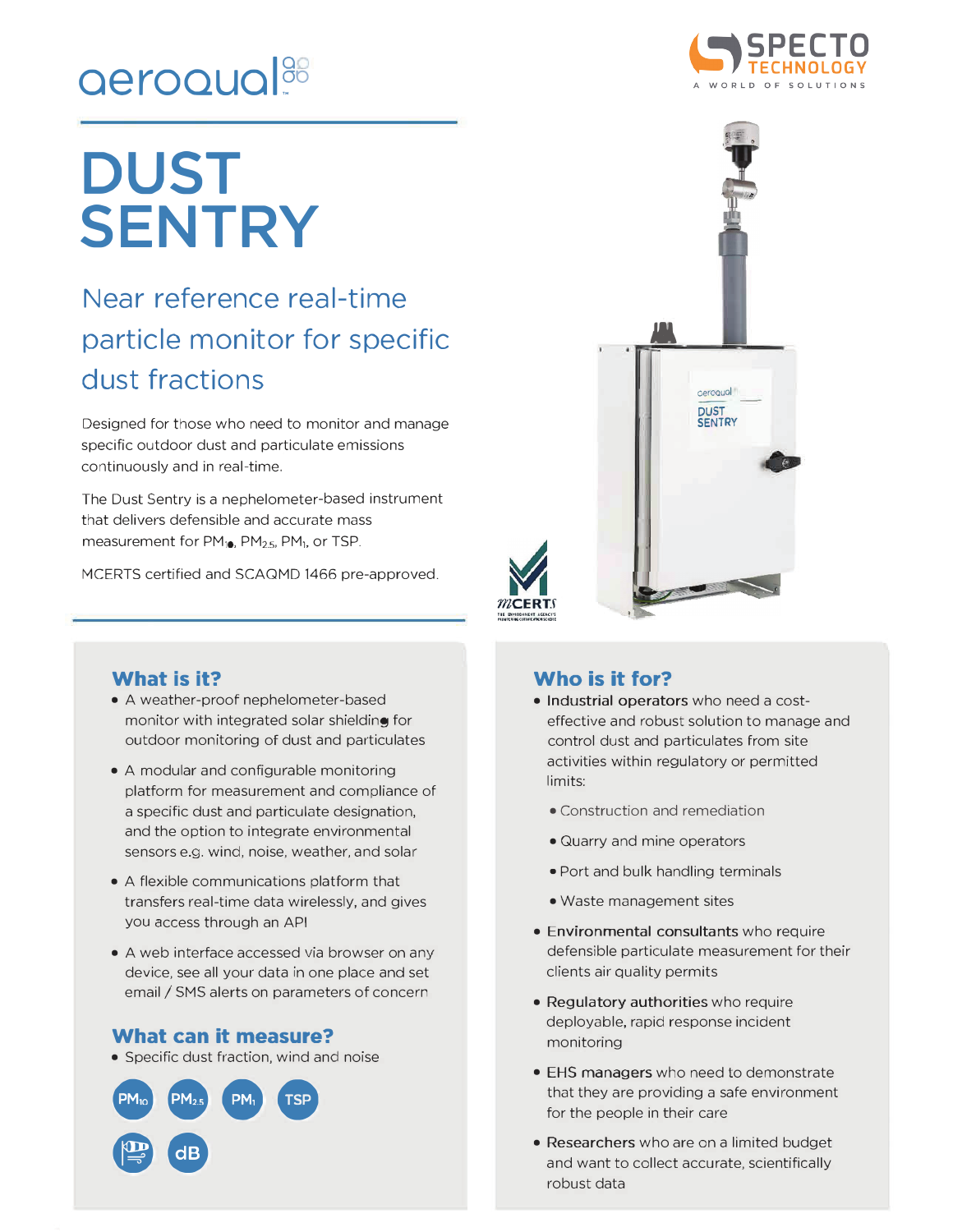aeroqual

# DUST SENTRY

## Near reference real-time particle monitor for specific dust fractions

Designed for those who need to monitor and manage specific outdoor dust and particulate emissions continuously and in real-time.

The Dust Sentry is a nephelometer-based instrument that delivers defensible and accurate mass measurement for $PM_{10}$, $PM_{2.5}$, $PM_1$, or TSP.

MCERTS certified and SCAQMD 1466 pre-approved.

### What is it?

- A weather-proof nephelometer-based monitor with integrated solar shielding for outdoor monitoring of dust and particulates
- A modular and configurable monitoring platform for measurement and compliance of a specific dust and particulate designation, and the option to integrate environmental sensors e.g. wind, noise, weather, and solar
- A flexible communications platform that transfers real-time data wirelessly, and gives you access through an API
- A web interface accessed via browser on any device, see all your data in one place and set email / SMS alerts on parameters of concern

### What can it measure?

- Specific dust fraction, wind and noise

$PM_{10}$ $PM_{2.5}$ $PM_1$ TSP dB

### Who is it for?

- **Industrial operators** who need a cost-effective and robust solution to manage and control dust and particulates from site activities within regulatory or permitted limits:
  - Construction and remediation
  - Quarry and mine operators
  - Port and bulk handling terminals
  - Waste management sites
- **Environmental consultants** who require defensible particulate measurement for their clients air quality permits
- **Regulatory authorities** who require deployable, rapid response incident monitoring
- **EHS managers** who need to demonstrate that they are providing a safe environment for the people in their care
- **Researchers** who are on a limited budget and want to collect accurate, scientifically robust data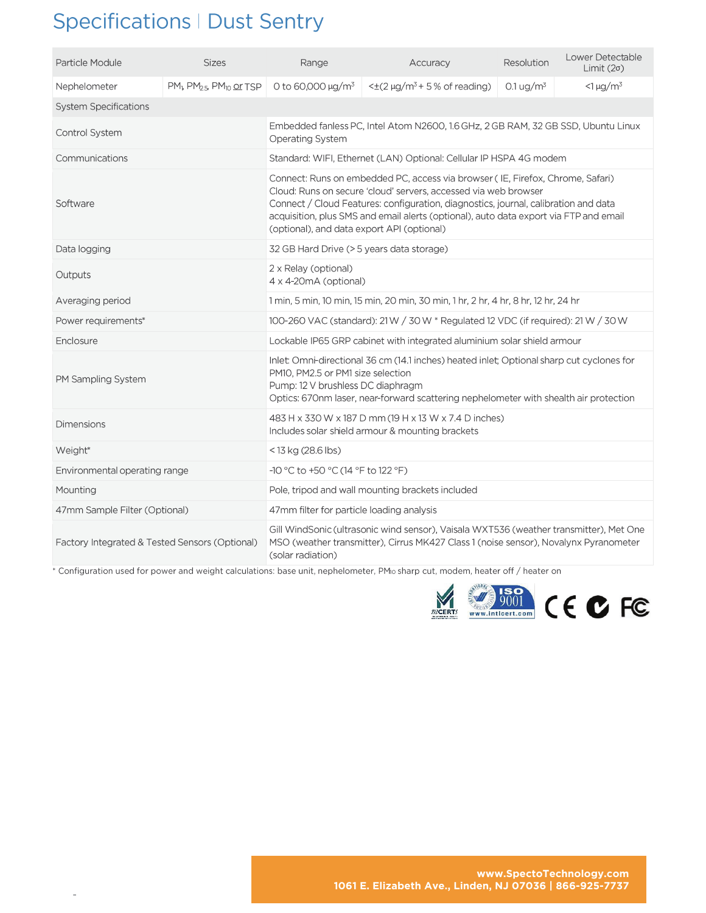# Specifications | Dust Sentry

| Particle Module | Sizes | Range | Accuracy | Resolution | Lower Detectable Limit (2σ) |
|---|---|---|---|---|---|
| Nephelometer | $PM_1$, $PM_{2.5}$, $PM_{10}$ or TSP | 0 to 60,000 μg/m³ | <±(2 μg/m³ + 5 % of reading) | 0.1 ug/m³ | <1 μg/m³ |

| System Specifications | |
|---|---|
| Control System | Embedded fanless PC, Intel Atom N2600, 1.6 GHz, 2 GB RAM, 32 GB SSD, Ubuntu Linux Operating System |
| Communications | Standard: WIFI, Ethernet (LAN) Optional: Cellular IP HSPA 4G modem |
| Software | Connect: Runs on embedded PC, access via browser ( IE, Firefox, Chrome, Safari)<br>Cloud: Runs on secure 'cloud' servers, accessed via web browser<br>Connect / Cloud Features: configuration, diagnostics, journal, calibration and data acquisition, plus SMS and email alerts (optional), auto data export via FTP and email (optional), and data export API (optional) |
| Data logging | 32 GB Hard Drive (> 5 years data storage) |
| Outputs | 2 x Relay (optional)<br>4 x 4-20mA (optional) |
| Averaging period | 1 min, 5 min, 10 min, 15 min, 20 min, 30 min, 1 hr, 2 hr, 4 hr, 8 hr, 12 hr, 24 hr |
| Power requirements* | 100-260 VAC (standard): 21 W / 30 W * Regulated 12 VDC (if required): 21 W / 30 W |
| Enclosure | Lockable IP65 GRP cabinet with integrated aluminium solar shield armour |
| PM Sampling System | Inlet: Omni-directional 36 cm (14.1 inches) heated inlet; Optional sharp cut cyclones for PM10, PM2.5 or PM1 size selection<br>Pump: 12 V brushless DC diaphragm<br>Optics: 670nm laser, near-forward scattering nephelometer with shealth air protection |
| Dimensions | 483 H x 330 W x 187 D mm (19 H x 13 W x 7.4 D inches)<br>Includes solar shield armour & mounting brackets |
| Weight* | < 13 kg (28.6 lbs) |
| Environmental operating range | -10 °C to +50 °C (14 °F to 122 °F) |
| Mounting | Pole, tripod and wall mounting brackets included |
| 47mm Sample Filter (Optional) | 47mm filter for particle loading analysis |
| Factory Integrated & Tested Sensors (Optional) | Gill WindSonic (ultrasonic wind sensor), Vaisala WXT536 (weather transmitter), Met One MSO (weather transmitter), Cirrus MK427 Class 1 (noise sensor), Novalynx Pyranometer (solar radiation) |

* Configuration used for power and weight calculations: base unit, nephelometer, $PM_{10}$ sharp cut, modem, heater off / heater on

www.SpectoTechnology.com
1061 E. Elizabeth Ave., Linden, NJ 07036 | 866-925-7737